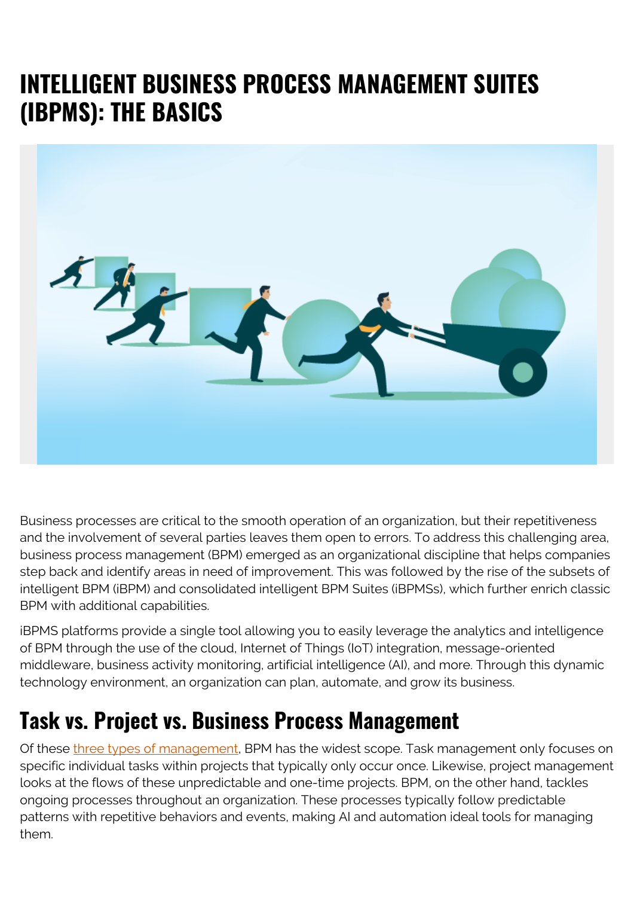# INTELLIGENT BUSINESS PROCESS MANAGEMENT SUITES (IBPMS): THE BASICS

Business processes are critical to the smooth operation of an organization, but their repetitiveness and the involvement of several parties leaves them open to errors. To address this challenging area, business process management (BPM) emerged as an organizational discipline that helps companies step back and identify areas in need of improvement. This was followed by the rise of the subsets of intelligent BPM (iBPM) and consolidated intelligent BPM Suites (iBPMSs), which further enrich classic BPM with additional capabilities.

iBPMS platforms provide a single tool allowing you to easily leverage the analytics and intelligence of BPM through the use of the cloud, Internet of Things (IoT) integration, message-oriented middleware, business activity monitoring, artificial intelligence (AI), and more. Through this dynamic technology environment, an organization can plan, automate, and grow its business.

## Task vs. Project vs. Business Process Management

Of these three types of management, BPM has the widest scope. Task management only focuses on specific individual tasks within projects that typically only occur once. Likewise, project management looks at the flows of these unpredictable and one-time projects. BPM, on the other hand, tackles ongoing processes throughout an organization. These processes typically follow predictable patterns with repetitive behaviors and events, making AI and automation ideal tools for managing them.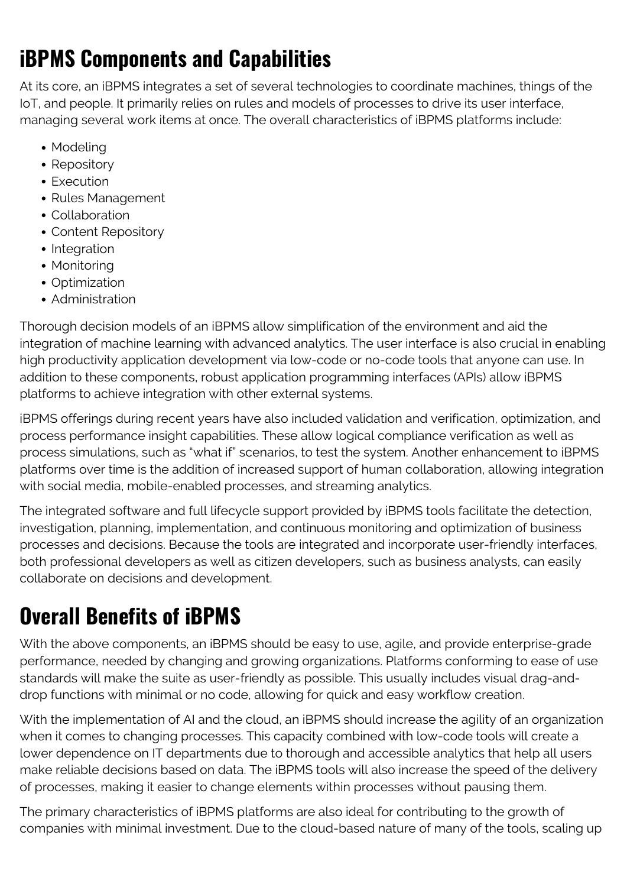## iBPMS Components and Capabilities

At its core, an iBPMS integrates a set of several technologies to coordinate machines, things of the IoT, and people. It primarily relies on rules and models of processes to drive its user interface, managing several work items at once. The overall characteristics of iBPMS platforms include:

- Modeling
- Repository
- Execution
- Rules Management
- Collaboration
- Content Repository
- Integration
- Monitoring
- Optimization
- Administration

Thorough decision models of an iBPMS allow simplification of the environment and aid the integration of machine learning with advanced analytics. The user interface is also crucial in enabling high productivity application development via low-code or no-code tools that anyone can use. In addition to these components, robust application programming interfaces (APIs) allow iBPMS platforms to achieve integration with other external systems.

iBPMS offerings during recent years have also included validation and verification, optimization, and process performance insight capabilities. These allow logical compliance verification as well as process simulations, such as "what if" scenarios, to test the system. Another enhancement to iBPMS platforms over time is the addition of increased support of human collaboration, allowing integration with social media, mobile-enabled processes, and streaming analytics.

The integrated software and full lifecycle support provided by iBPMS tools facilitate the detection, investigation, planning, implementation, and continuous monitoring and optimization of business processes and decisions. Because the tools are integrated and incorporate user-friendly interfaces, both professional developers as well as citizen developers, such as business analysts, can easily collaborate on decisions and development.

## Overall Benefits of iBPMS

With the above components, an iBPMS should be easy to use, agile, and provide enterprise-grade performance, needed by changing and growing organizations. Platforms conforming to ease of use standards will make the suite as user-friendly as possible. This usually includes visual drag-and-drop functions with minimal or no code, allowing for quick and easy workflow creation.

With the implementation of AI and the cloud, an iBPMS should increase the agility of an organization when it comes to changing processes. This capacity combined with low-code tools will create a lower dependence on IT departments due to thorough and accessible analytics that help all users make reliable decisions based on data. The iBPMS tools will also increase the speed of the delivery of processes, making it easier to change elements within processes without pausing them.

The primary characteristics of iBPMS platforms are also ideal for contributing to the growth of companies with minimal investment. Due to the cloud-based nature of many of the tools, scaling up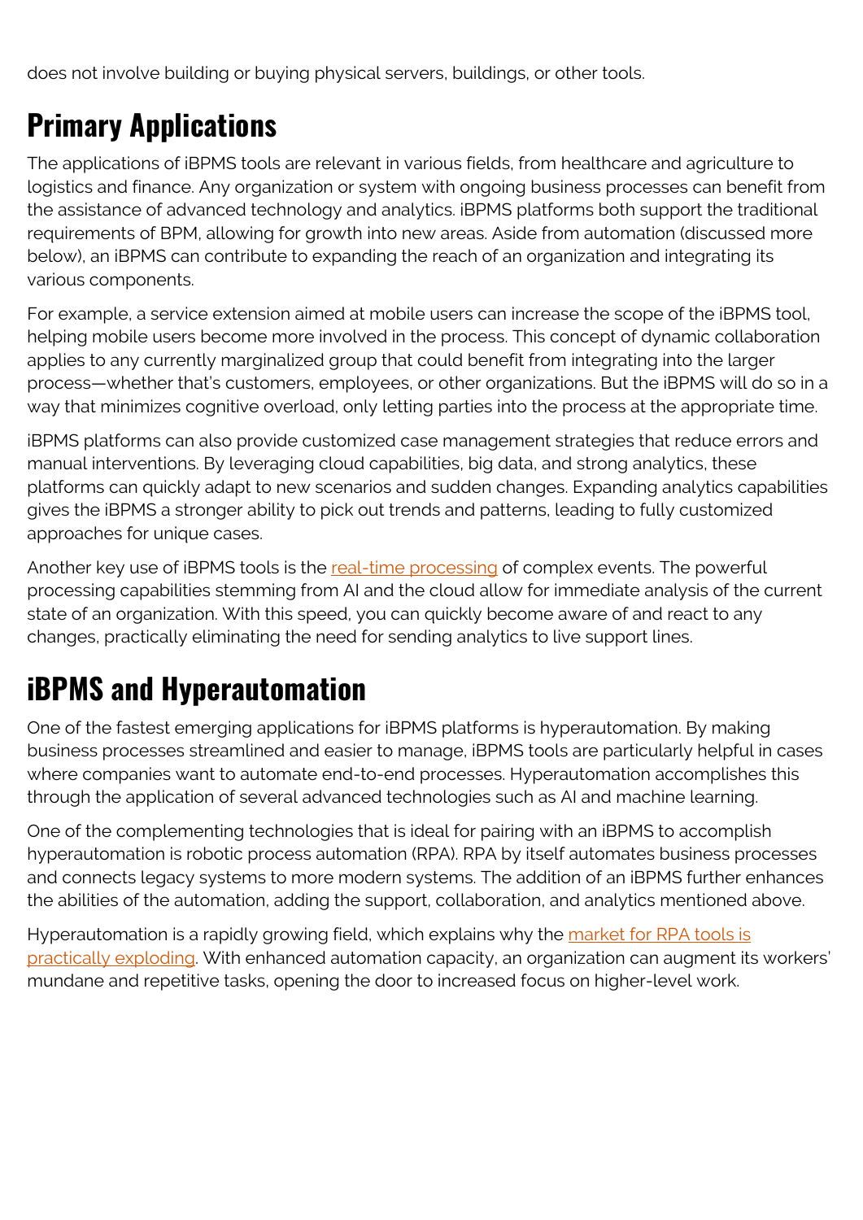does not involve building or buying physical servers, buildings, or other tools.

## Primary Applications

The applications of iBPMS tools are relevant in various fields, from healthcare and agriculture to logistics and finance. Any organization or system with ongoing business processes can benefit from the assistance of advanced technology and analytics. iBPMS platforms both support the traditional requirements of BPM, allowing for growth into new areas. Aside from automation (discussed more below), an iBPMS can contribute to expanding the reach of an organization and integrating its various components.

For example, a service extension aimed at mobile users can increase the scope of the iBPMS tool, helping mobile users become more involved in the process. This concept of dynamic collaboration applies to any currently marginalized group that could benefit from integrating into the larger process—whether that's customers, employees, or other organizations. But the iBPMS will do so in a way that minimizes cognitive overload, only letting parties into the process at the appropriate time.

iBPMS platforms can also provide customized case management strategies that reduce errors and manual interventions. By leveraging cloud capabilities, big data, and strong analytics, these platforms can quickly adapt to new scenarios and sudden changes. Expanding analytics capabilities gives the iBPMS a stronger ability to pick out trends and patterns, leading to fully customized approaches for unique cases.

Another key use of iBPMS tools is the real-time processing of complex events. The powerful processing capabilities stemming from AI and the cloud allow for immediate analysis of the current state of an organization. With this speed, you can quickly become aware of and react to any changes, practically eliminating the need for sending analytics to live support lines.

## iBPMS and Hyperautomation

One of the fastest emerging applications for iBPMS platforms is hyperautomation. By making business processes streamlined and easier to manage, iBPMS tools are particularly helpful in cases where companies want to automate end-to-end processes. Hyperautomation accomplishes this through the application of several advanced technologies such as AI and machine learning.

One of the complementing technologies that is ideal for pairing with an iBPMS to accomplish hyperautomation is robotic process automation (RPA). RPA by itself automates business processes and connects legacy systems to more modern systems. The addition of an iBPMS further enhances the abilities of the automation, adding the support, collaboration, and analytics mentioned above.

Hyperautomation is a rapidly growing field, which explains why the market for RPA tools is practically exploding. With enhanced automation capacity, an organization can augment its workers' mundane and repetitive tasks, opening the door to increased focus on higher-level work.